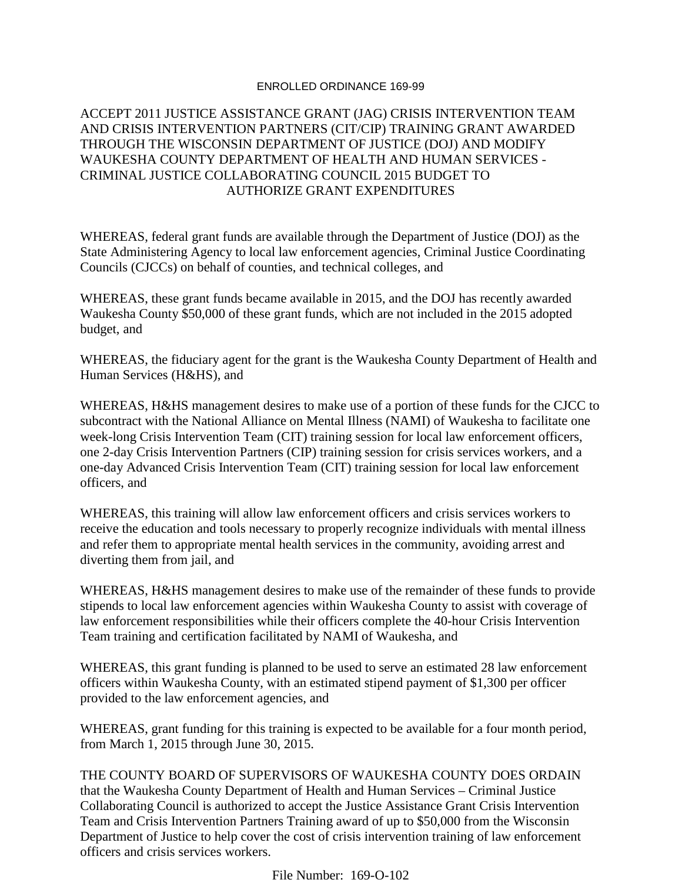ENROLLED ORDINANCE 169-99

# ACCEPT 2011 JUSTICE ASSISTANCE GRANT (JAG) CRISIS INTERVENTION TEAM AND CRISIS INTERVENTION PARTNERS (CIT/CIP) TRAINING GRANT AWARDED THROUGH THE WISCONSIN DEPARTMENT OF JUSTICE (DOJ) AND MODIFY WAUKESHA COUNTY DEPARTMENT OF HEALTH AND HUMAN SERVICES - CRIMINAL JUSTICE COLLABORATING COUNCIL 2015 BUDGET TO AUTHORIZE GRANT EXPENDITURES

WHEREAS, federal grant funds are available through the Department of Justice (DOJ) as the State Administering Agency to local law enforcement agencies, Criminal Justice Coordinating Councils (CJCCs) on behalf of counties, and technical colleges, and

WHEREAS, these grant funds became available in 2015, and the DOJ has recently awarded Waukesha County $50,000 of these grant funds, which are not included in the 2015 adopted budget, and

WHEREAS, the fiduciary agent for the grant is the Waukesha County Department of Health and Human Services (H&HS), and

WHEREAS, H&HS management desires to make use of a portion of these funds for the CJCC to subcontract with the National Alliance on Mental Illness (NAMI) of Waukesha to facilitate one week-long Crisis Intervention Team (CIT) training session for local law enforcement officers, one 2-day Crisis Intervention Partners (CIP) training session for crisis services workers, and a one-day Advanced Crisis Intervention Team (CIT) training session for local law enforcement officers, and

WHEREAS, this training will allow law enforcement officers and crisis services workers to receive the education and tools necessary to properly recognize individuals with mental illness and refer them to appropriate mental health services in the community, avoiding arrest and diverting them from jail, and

WHEREAS, H&HS management desires to make use of the remainder of these funds to provide stipends to local law enforcement agencies within Waukesha County to assist with coverage of law enforcement responsibilities while their officers complete the 40-hour Crisis Intervention Team training and certification facilitated by NAMI of Waukesha, and

WHEREAS, this grant funding is planned to be used to serve an estimated 28 law enforcement officers within Waukesha County, with an estimated stipend payment of $1,300 per officer provided to the law enforcement agencies, and

WHEREAS, grant funding for this training is expected to be available for a four month period, from March 1, 2015 through June 30, 2015.

THE COUNTY BOARD OF SUPERVISORS OF WAUKESHA COUNTY DOES ORDAIN that the Waukesha County Department of Health and Human Services – Criminal Justice Collaborating Council is authorized to accept the Justice Assistance Grant Crisis Intervention Team and Crisis Intervention Partners Training award of up to $50,000 from the Wisconsin Department of Justice to help cover the cost of crisis intervention training of law enforcement officers and crisis services workers.

File Number: 169-O-102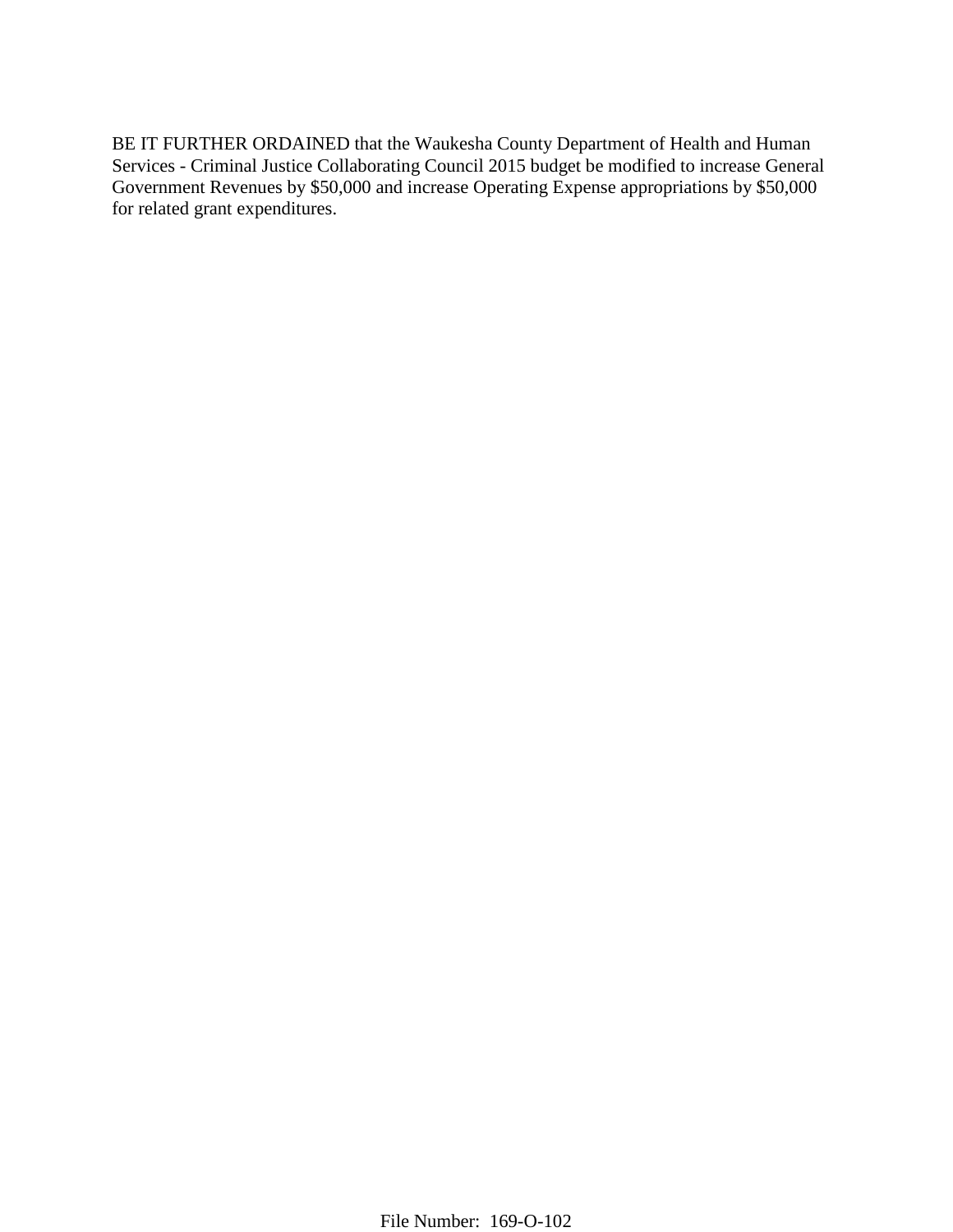BE IT FURTHER ORDAINED that the Waukesha County Department of Health and Human Services - Criminal Justice Collaborating Council 2015 budget be modified to increase General Government Revenues by $50,000 and increase Operating Expense appropriations by $50,000 for related grant expenditures.

File Number: 169-O-102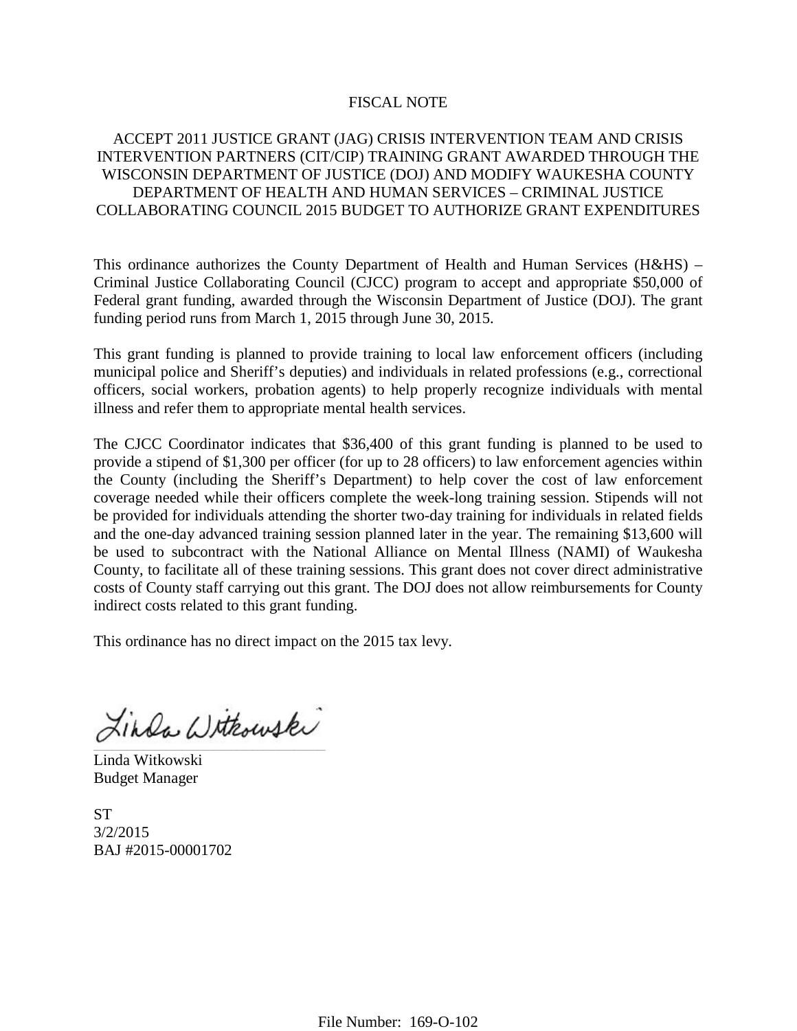# FISCAL NOTE

## ACCEPT 2011 JUSTICE GRANT (JAG) CRISIS INTERVENTION TEAM AND CRISIS INTERVENTION PARTNERS (CIT/CIP) TRAINING GRANT AWARDED THROUGH THE WISCONSIN DEPARTMENT OF JUSTICE (DOJ) AND MODIFY WAUKESHA COUNTY DEPARTMENT OF HEALTH AND HUMAN SERVICES – CRIMINAL JUSTICE COLLABORATING COUNCIL 2015 BUDGET TO AUTHORIZE GRANT EXPENDITURES

This ordinance authorizes the County Department of Health and Human Services (H&HS) – Criminal Justice Collaborating Council (CJCC) program to accept and appropriate $50,000 of Federal grant funding, awarded through the Wisconsin Department of Justice (DOJ). The grant funding period runs from March 1, 2015 through June 30, 2015.

This grant funding is planned to provide training to local law enforcement officers (including municipal police and Sheriff's deputies) and individuals in related professions (e.g., correctional officers, social workers, probation agents) to help properly recognize individuals with mental illness and refer them to appropriate mental health services.

The CJCC Coordinator indicates that $36,400 of this grant funding is planned to be used to provide a stipend of $1,300 per officer (for up to 28 officers) to law enforcement agencies within the County (including the Sheriff's Department) to help cover the cost of law enforcement coverage needed while their officers complete the week-long training session. Stipends will not be provided for individuals attending the shorter two-day training for individuals in related fields and the one-day advanced training session planned later in the year. The remaining $13,600 will be used to subcontract with the National Alliance on Mental Illness (NAMI) of Waukesha County, to facilitate all of these training sessions. This grant does not cover direct administrative costs of County staff carrying out this grant. The DOJ does not allow reimbursements for County indirect costs related to this grant funding.

This ordinance has no direct impact on the 2015 tax levy.

Linda Witkowski
Budget Manager

ST
3/2/2015
BAJ #2015-00001702

File Number: 169-O-102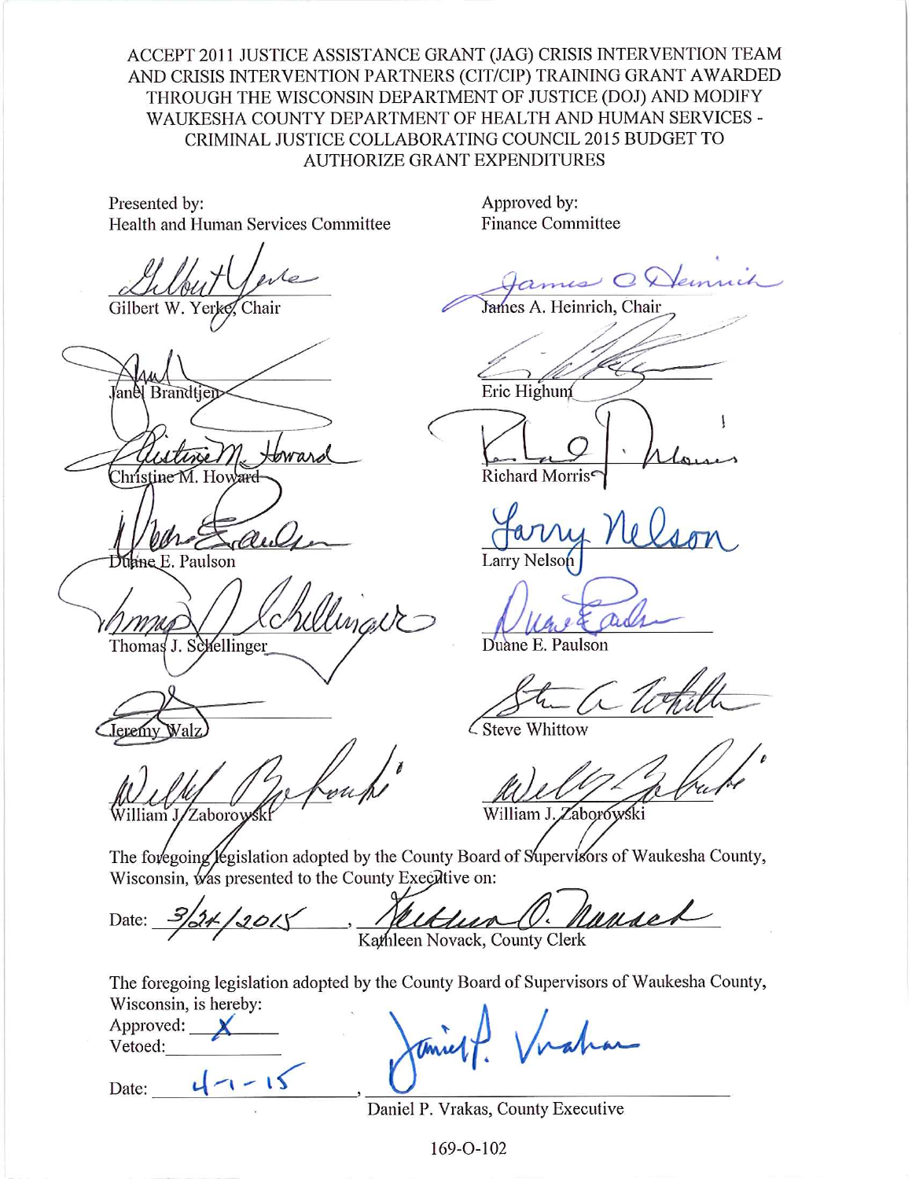# ACCEPT 2011 JUSTICE ASSISTANCE GRANT (JAG) CRISIS INTERVENTION TEAM AND CRISIS INTERVENTION PARTNERS (CIT/CIP) TRAINING GRANT AWARDED THROUGH THE WISCONSIN DEPARTMENT OF JUSTICE (DOJ) AND MODIFY WAUKESHA COUNTY DEPARTMENT OF HEALTH AND HUMAN SERVICES - CRIMINAL JUSTICE COLLABORATING COUNCIL 2015 BUDGET TO AUTHORIZE GRANT EXPENDITURES

Presented by:
Health and Human Services Committee

Gilbert W. Yerke, Chair

Janel Brandtjen

Christine M. Howard

Duane E. Paulson

Thomas J. Schellinger

Jeremy Walz

William J. Zaborowski

Approved by:
Finance Committee

James A. Heinrich, Chair

Eric Highum

Richard Morris

Larry Nelson

Duane E. Paulson

Steve Whittow

William J. Zaborowski

The foregoing legislation adopted by the County Board of Supervisors of Waukesha County, Wisconsin, was presented to the County Executive on:

Date: 3/24/2015, Kathleen Novack, County Clerk

The foregoing legislation adopted by the County Board of Supervisors of Waukesha County, Wisconsin, is hereby:

Approved: X

Vetoed: 

Date: 4-1-15, Daniel P. Vrakas, County Executive

169-O-102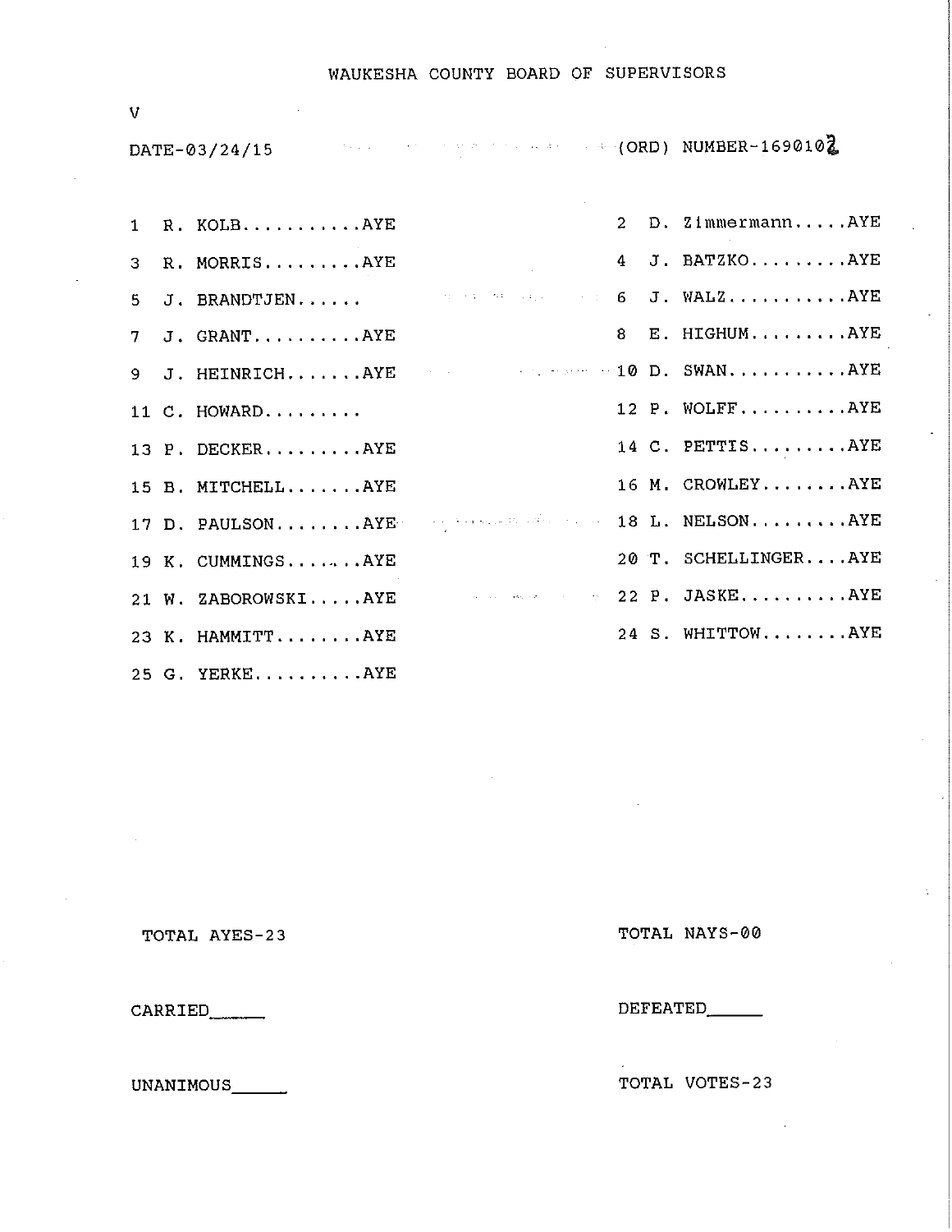# WAUKESHA COUNTY BOARD OF SUPERVISORS

V

DATE-03/24/15 (ORD) NUMBER-1690102

| | | | |
|---|---|---|---|
| 1 | R. KOLB...........AYE | 2 | D. Zimmermann.....AYE |
| 3 | R. MORRIS.........AYE | 4 | J. BATZKO.........AYE |
| 5 | J. BRANDTJEN...... | 6 | J. WALZ...........AYE |
| 7 | J. GRANT..........AYE | 8 | E. HIGHUM.........AYE |
| 9 | J. HEINRICH.......AYE | 10 | D. SWAN...........AYE |
| 11 | C. HOWARD......... | 12 | P. WOLFF..........AYE |
| 13 | P. DECKER.........AYE | 14 | C. PETTIS.........AYE |
| 15 | B. MITCHELL.......AYE | 16 | M. CROWLEY........AYE |
| 17 | D. PAULSON........AYE | 18 | L. NELSON.........AYE |
| 19 | K. CUMMINGS.......AYE | 20 | T. SCHELLINGER....AYE |
| 21 | W. ZABOROWSKI.....AYE | 22 | P. JASKE..........AYE |
| 23 | K. HAMMITT........AYE | 24 | S. WHITTOW........AYE |
| 25 | G. YERKE..........AYE | | |

TOTAL AYES-23 TOTAL NAYS-00

CARRIED_____ DEFEATED_____

UNANIMOUS_____ TOTAL VOTES-23